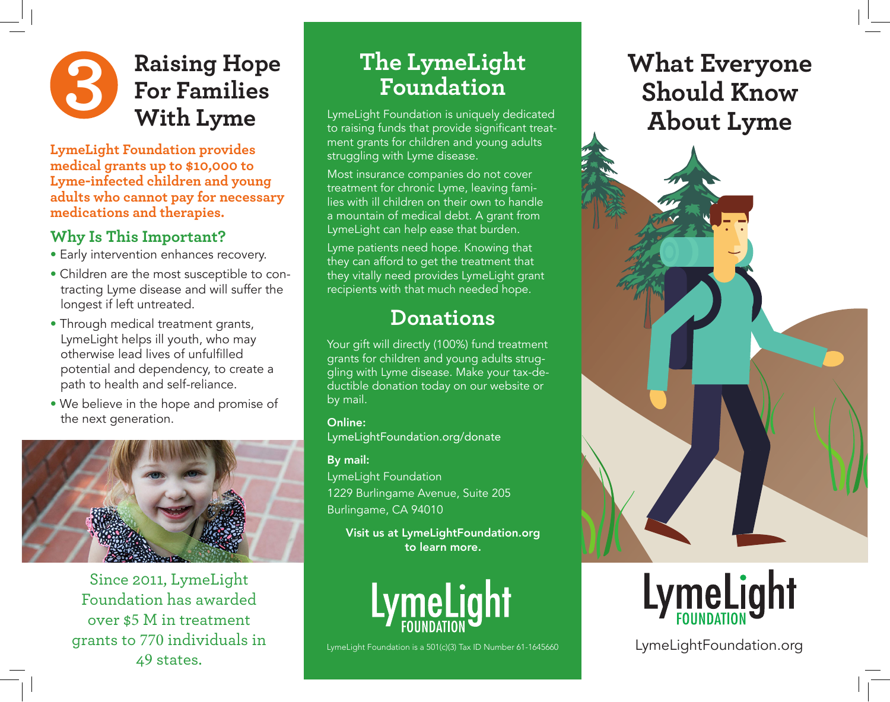# 3 Raising Hope For Families With Lyme

**LymeLight Foundation provides medical grants up to $10,000 to Lyme-infected children and young adults who cannot pay for necessary medications and therapies.**

## Why Is This Important?

- Early intervention enhances recovery.
- Children are the most susceptible to contracting Lyme disease and will suffer the longest if left untreated.
- Through medical treatment grants, LymeLight helps ill youth, who may otherwise lead lives of unfulfilled potential and dependency, to create a path to health and self-reliance.
- We believe in the hope and promise of the next generation.

Since 2011, LymeLight Foundation has awarded over $5 M in treatment grants to 770 individuals in 49 states.

## The LymeLight Foundation

LymeLight Foundation is uniquely dedicated to raising funds that provide significant treatment grants for children and young adults struggling with Lyme disease.

Most insurance companies do not cover treatment for chronic Lyme, leaving families with ill children on their own to handle a mountain of medical debt. A grant from LymeLight can help ease that burden.

Lyme patients need hope. Knowing that they can afford to get the treatment that they vitally need provides LymeLight grant recipients with that much needed hope.

## Donations

Your gift will directly (100%) fund treatment grants for children and young adults struggling with Lyme disease. Make your tax-deductible donation today on our website or by mail.

**Online:**
LymeLightFoundation.org/donate

**By mail:**
LymeLight Foundation
1229 Burlingame Avenue, Suite 205
Burlingame, CA 94010

**Visit us at LymeLightFoundation.org to learn more.**

LymeLight FOUNDATION

LymeLight Foundation is a 501(c)(3) Tax ID Number 61-1645660

# What Everyone Should Know About Lyme

LymeLight FOUNDATION

LymeLightFoundation.org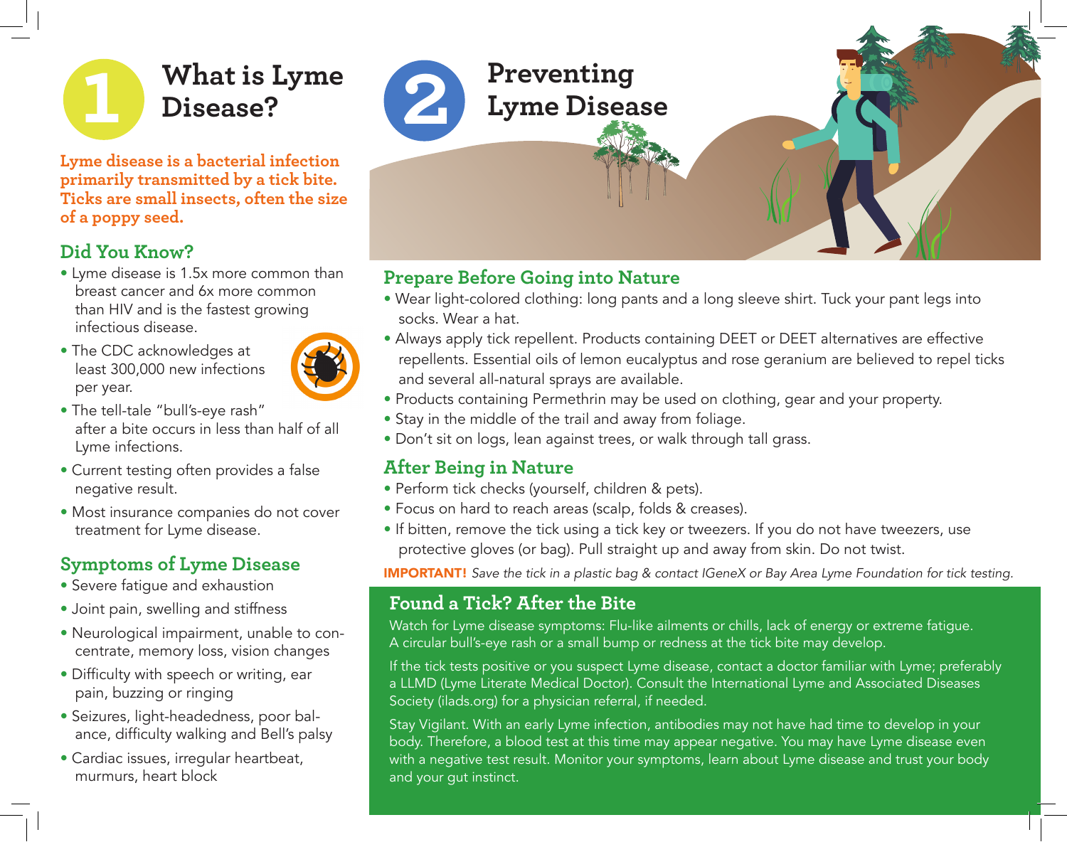# 1 What is Lyme Disease?

**Lyme disease is a bacterial infection primarily transmitted by a tick bite. Ticks are small insects, often the size of a poppy seed.**

## Did You Know?

- Lyme disease is 1.5x more common than breast cancer and 6x more common than HIV and is the fastest growing infectious disease.
- The CDC acknowledges at least 300,000 new infections per year.
- The tell-tale "bull's-eye rash" after a bite occurs in less than half of all Lyme infections.
- Current testing often provides a false negative result.
- Most insurance companies do not cover treatment for Lyme disease.

## Symptoms of Lyme Disease

- Severe fatigue and exhaustion
- Joint pain, swelling and stiffness
- Neurological impairment, unable to concentrate, memory loss, vision changes
- Difficulty with speech or writing, ear pain, buzzing or ringing
- Seizures, light-headedness, poor balance, difficulty walking and Bell's palsy
- Cardiac issues, irregular heartbeat, murmurs, heart block

# 2 Preventing Lyme Disease

## Prepare Before Going into Nature

- Wear light-colored clothing: long pants and a long sleeve shirt. Tuck your pant legs into socks. Wear a hat.
- Always apply tick repellent. Products containing DEET or DEET alternatives are effective repellents. Essential oils of lemon eucalyptus and rose geranium are believed to repel ticks and several all-natural sprays are available.
- Products containing Permethrin may be used on clothing, gear and your property.
- Stay in the middle of the trail and away from foliage.
- Don't sit on logs, lean against trees, or walk through tall grass.

## After Being in Nature

- Perform tick checks (yourself, children & pets).
- Focus on hard to reach areas (scalp, folds & creases).
- If bitten, remove the tick using a tick key or tweezers. If you do not have tweezers, use protective gloves (or bag). Pull straight up and away from skin. Do not twist.

**IMPORTANT!** *Save the tick in a plastic bag & contact IGeneX or Bay Area Lyme Foundation for tick testing.*

## Found a Tick? After the Bite

Watch for Lyme disease symptoms: Flu-like ailments or chills, lack of energy or extreme fatigue. A circular bull's-eye rash or a small bump or redness at the tick bite may develop.

If the tick tests positive or you suspect Lyme disease, contact a doctor familiar with Lyme; preferably a LLMD (Lyme Literate Medical Doctor). Consult the International Lyme and Associated Diseases Society (ilads.org) for a physician referral, if needed.

Stay Vigilant. With an early Lyme infection, antibodies may not have had time to develop in your body. Therefore, a blood test at this time may appear negative. You may have Lyme disease even with a negative test result. Monitor your symptoms, learn about Lyme disease and trust your body and your gut instinct.